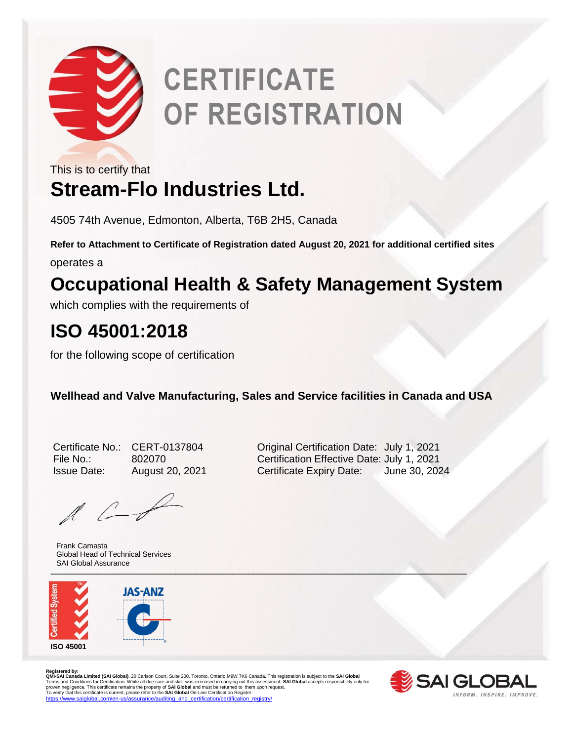# CERTIFICATE OF REGISTRATION

This is to certify that

## Stream-Flo Industries Ltd.

4505 74th Avenue, Edmonton, Alberta, T6B 2H5, Canada

**Refer to Attachment to Certificate of Registration dated August 20, 2021 for additional certified sites**

operates a

## Occupational Health & Safety Management System

which complies with the requirements of

## ISO 45001:2018

for the following scope of certification

**Wellhead and Valve Manufacturing, Sales and Service facilities in Canada and USA**

Certificate No.: CERT-0137804
File No.: 802070
Issue Date: August 20, 2021

Original Certification Date: July 1, 2021
Certification Effective Date: July 1, 2021
Certificate Expiry Date: June 30, 2024

Frank Camasta
Global Head of Technical Services
SAI Global Assurance

Certified System
ISO 45001

JAS-ANZ

Registered by:
**QMI-SAI Canada Limited (SAI Global)**, 20 Carlson Court, Suite 200, Toronto, Ontario M9W 7K6 Canada. This registration is subject to the **SAI Global** Terms and Conditions for Certification. While all due care and skill was exercised in carrying out this assessment, **SAI Global** accepts responsibility only for proven negligence. This certificate remains the property of **SAI Global** and must be returned to them upon request.
To verify that this certificate is current, please refer to the **SAI Global** On-Line Certification Register:
https://www.saiglobal.com/en-us/assurance/auditing_and_certification/certification_registry/

SAI GLOBAL
INFORM. INSPIRE. IMPROVE.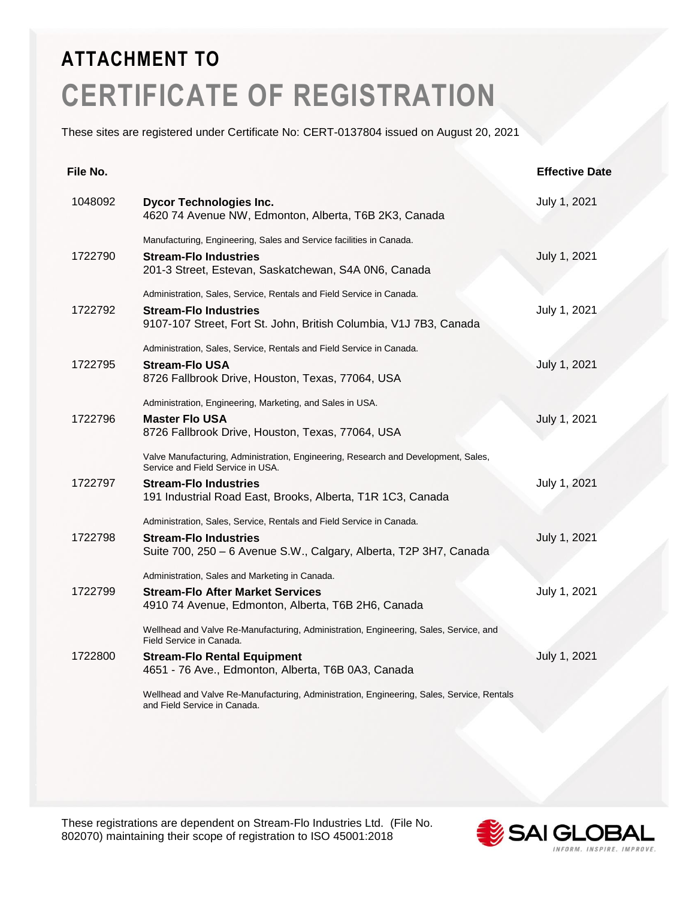# ATTACHMENT TO

# CERTIFICATE OF REGISTRATION

These sites are registered under Certificate No: CERT-0137804 issued on August 20, 2021

| File No. | | Effective Date |
|---|---|---|
| 1048092 | **Dycor Technologies Inc.**<br>4620 74 Avenue NW, Edmonton, Alberta, T6B 2K3, Canada<br><br>Manufacturing, Engineering, Sales and Service facilities in Canada. | July 1, 2021 |
| 1722790 | **Stream-Flo Industries**<br>201-3 Street, Estevan, Saskatchewan, S4A 0N6, Canada<br><br>Administration, Sales, Service, Rentals and Field Service in Canada. | July 1, 2021 |
| 1722792 | **Stream-Flo Industries**<br>9107-107 Street, Fort St. John, British Columbia, V1J 7B3, Canada<br><br>Administration, Sales, Service, Rentals and Field Service in Canada. | July 1, 2021 |
| 1722795 | **Stream-Flo USA**<br>8726 Fallbrook Drive, Houston, Texas, 77064, USA<br><br>Administration, Engineering, Marketing, and Sales in USA. | July 1, 2021 |
| 1722796 | **Master Flo USA**<br>8726 Fallbrook Drive, Houston, Texas, 77064, USA<br><br>Valve Manufacturing, Administration, Engineering, Research and Development, Sales, Service and Field Service in USA. | July 1, 2021 |
| 1722797 | **Stream-Flo Industries**<br>191 Industrial Road East, Brooks, Alberta, T1R 1C3, Canada<br><br>Administration, Sales, Service, Rentals and Field Service in Canada. | July 1, 2021 |
| 1722798 | **Stream-Flo Industries**<br>Suite 700, 250 – 6 Avenue S.W., Calgary, Alberta, T2P 3H7, Canada<br><br>Administration, Sales and Marketing in Canada. | July 1, 2021 |
| 1722799 | **Stream-Flo After Market Services**<br>4910 74 Avenue, Edmonton, Alberta, T6B 2H6, Canada<br><br>Wellhead and Valve Re-Manufacturing, Administration, Engineering, Sales, Service, and Field Service in Canada. | July 1, 2021 |
| 1722800 | **Stream-Flo Rental Equipment**<br>4651 - 76 Ave., Edmonton, Alberta, T6B 0A3, Canada<br><br>Wellhead and Valve Re-Manufacturing, Administration, Engineering, Sales, Service, Rentals and Field Service in Canada. | July 1, 2021 |

These registrations are dependent on Stream-Flo Industries Ltd. (File No. 802070) maintaining their scope of registration to ISO 45001:2018

SAI GLOBAL
INFORM. INSPIRE. IMPROVE.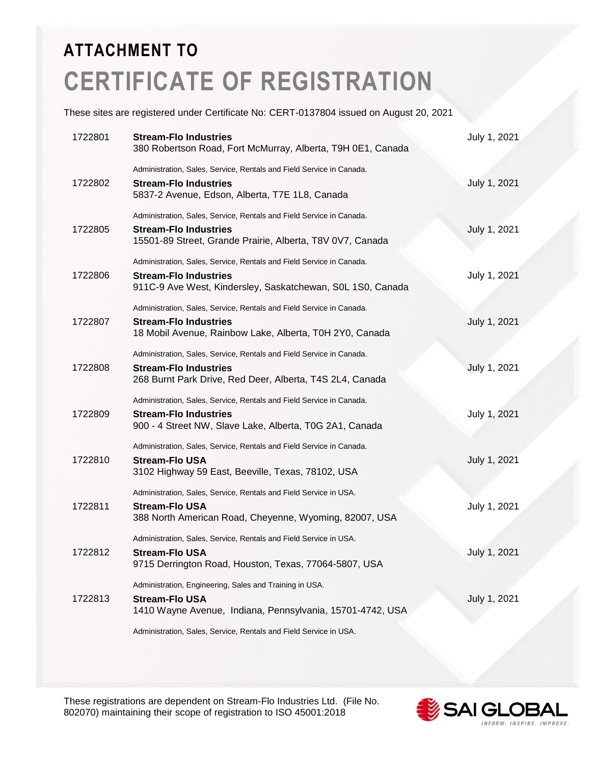# ATTACHMENT TO
# CERTIFICATE OF REGISTRATION

These sites are registered under Certificate No: CERT-0137804 issued on August 20, 2021

| | | |
|---|---|---|
| 1722801 | **Stream-Flo Industries**<br>380 Robertson Road, Fort McMurray, Alberta, T9H 0E1, Canada<br><br>Administration, Sales, Service, Rentals and Field Service in Canada. | July 1, 2021 |
| 1722802 | **Stream-Flo Industries**<br>5837-2 Avenue, Edson, Alberta, T7E 1L8, Canada<br><br>Administration, Sales, Service, Rentals and Field Service in Canada. | July 1, 2021 |
| 1722805 | **Stream-Flo Industries**<br>15501-89 Street, Grande Prairie, Alberta, T8V 0V7, Canada<br><br>Administration, Sales, Service, Rentals and Field Service in Canada. | July 1, 2021 |
| 1722806 | **Stream-Flo Industries**<br>911C-9 Ave West, Kindersley, Saskatchewan, S0L 1S0, Canada<br><br>Administration, Sales, Service, Rentals and Field Service in Canada. | July 1, 2021 |
| 1722807 | **Stream-Flo Industries**<br>18 Mobil Avenue, Rainbow Lake, Alberta, T0H 2Y0, Canada<br><br>Administration, Sales, Service, Rentals and Field Service in Canada. | July 1, 2021 |
| 1722808 | **Stream-Flo Industries**<br>268 Burnt Park Drive, Red Deer, Alberta, T4S 2L4, Canada<br><br>Administration, Sales, Service, Rentals and Field Service in Canada. | July 1, 2021 |
| 1722809 | **Stream-Flo Industries**<br>900 - 4 Street NW, Slave Lake, Alberta, T0G 2A1, Canada<br><br>Administration, Sales, Service, Rentals and Field Service in Canada. | July 1, 2021 |
| 1722810 | **Stream-Flo USA**<br>3102 Highway 59 East, Beeville, Texas, 78102, USA<br><br>Administration, Sales, Service, Rentals and Field Service in USA. | July 1, 2021 |
| 1722811 | **Stream-Flo USA**<br>388 North American Road, Cheyenne, Wyoming, 82007, USA<br><br>Administration, Sales, Service, Rentals and Field Service in USA. | July 1, 2021 |
| 1722812 | **Stream-Flo USA**<br>9715 Derrington Road, Houston, Texas, 77064-5807, USA<br><br>Administration, Engineering, Sales and Training in USA. | July 1, 2021 |
| 1722813 | **Stream-Flo USA**<br>1410 Wayne Avenue, Indiana, Pennsylvania, 15701-4742, USA<br><br>Administration, Sales, Service, Rentals and Field Service in USA. | July 1, 2021 |

These registrations are dependent on Stream-Flo Industries Ltd. (File No. 802070) maintaining their scope of registration to ISO 45001:2018

SAI GLOBAL
INFORM. INSPIRE. IMPROVE.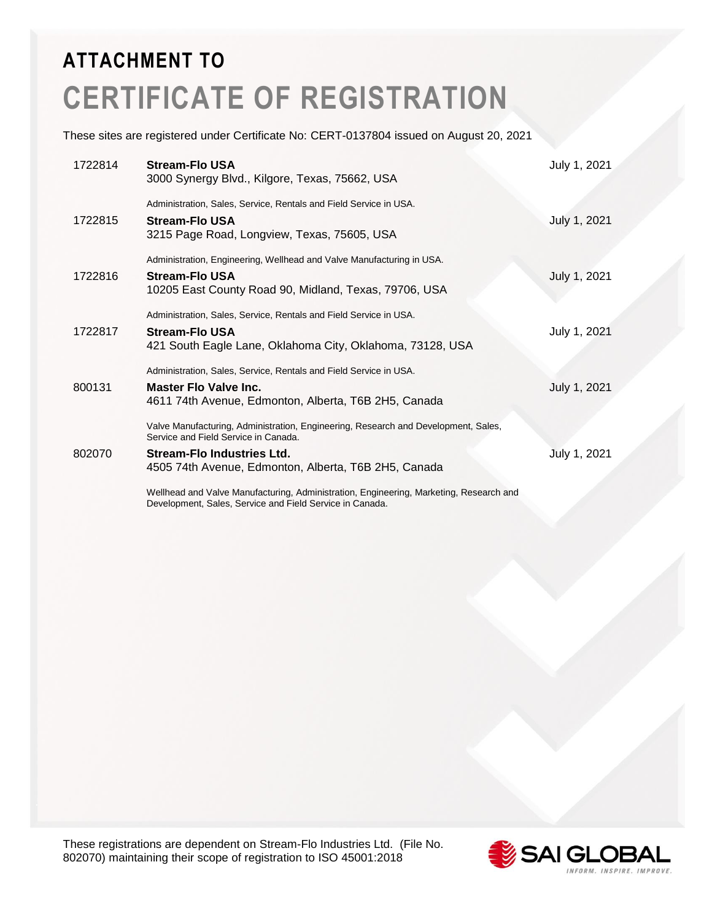## ATTACHMENT TO

# CERTIFICATE OF REGISTRATION

These sites are registered under Certificate No: CERT-0137804 issued on August 20, 2021

| | | |
|---|---|---|
| 1722814 | **Stream-Flo USA**<br>3000 Synergy Blvd., Kilgore, Texas, 75662, USA<br><br>Administration, Sales, Service, Rentals and Field Service in USA. | July 1, 2021 |
| 1722815 | **Stream-Flo USA**<br>3215 Page Road, Longview, Texas, 75605, USA<br><br>Administration, Engineering, Wellhead and Valve Manufacturing in USA. | July 1, 2021 |
| 1722816 | **Stream-Flo USA**<br>10205 East County Road 90, Midland, Texas, 79706, USA<br><br>Administration, Sales, Service, Rentals and Field Service in USA. | July 1, 2021 |
| 1722817 | **Stream-Flo USA**<br>421 South Eagle Lane, Oklahoma City, Oklahoma, 73128, USA<br><br>Administration, Sales, Service, Rentals and Field Service in USA. | July 1, 2021 |
| 800131 | **Master Flo Valve Inc.**<br>4611 74th Avenue, Edmonton, Alberta, T6B 2H5, Canada<br><br>Valve Manufacturing, Administration, Engineering, Research and Development, Sales, Service and Field Service in Canada. | July 1, 2021 |
| 802070 | **Stream-Flo Industries Ltd.**<br>4505 74th Avenue, Edmonton, Alberta, T6B 2H5, Canada<br><br>Wellhead and Valve Manufacturing, Administration, Engineering, Marketing, Research and Development, Sales, Service and Field Service in Canada. | July 1, 2021 |

These registrations are dependent on Stream-Flo Industries Ltd. (File No. 802070) maintaining their scope of registration to ISO 45001:2018

SAI GLOBAL
INFORM. INSPIRE. IMPROVE.